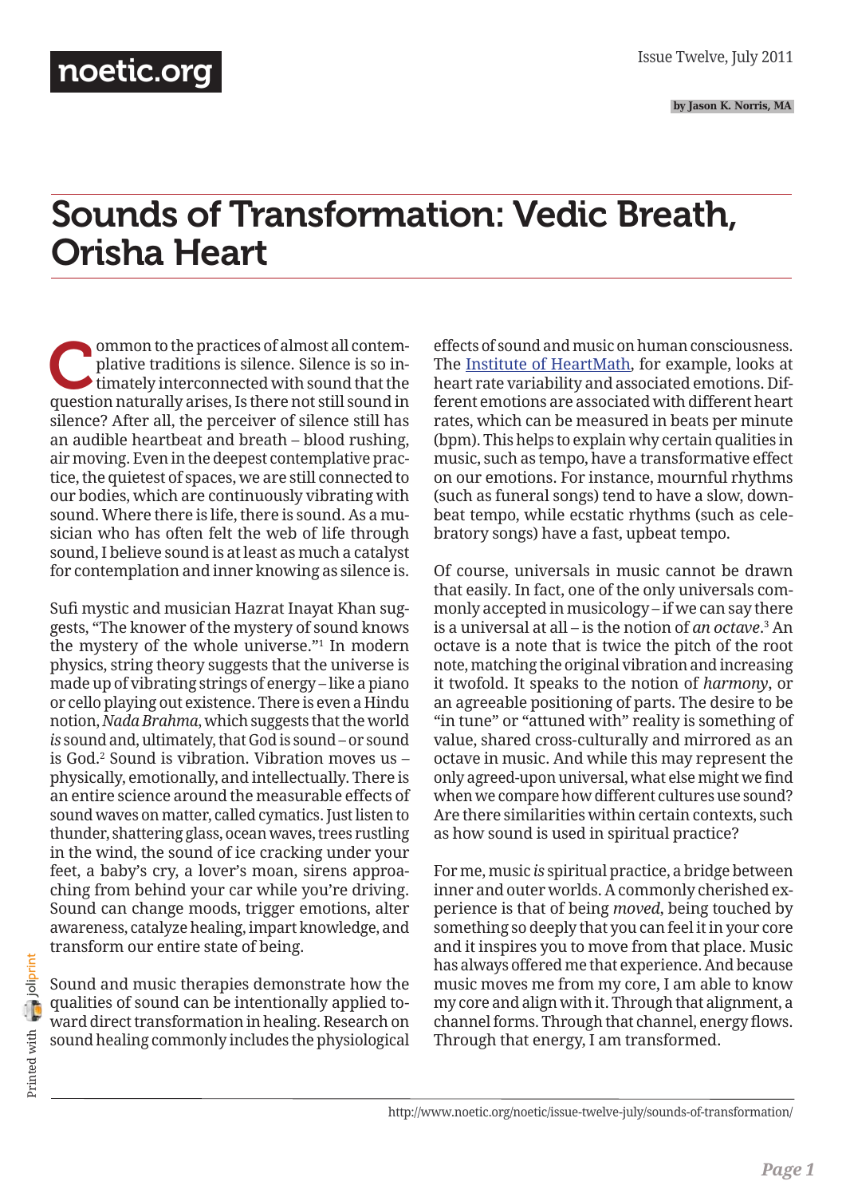by Jason K. Norris, MA

# Sounds of Transformation: Vedic Breath, Orisha Heart

Common to the practices of almost all contemplative traditions is silence. Silence is so intimately interconnected with sound that the question naturally arises, Is there not still sound in silence? After all, the perceiver of silence still has an audible heartbeat and breath – blood rushing, air moving. Even in the deepest contemplative practice, the quietest of spaces, we are still connected to our bodies, which are continuously vibrating with sound. Where there is life, there is sound. As a musician who has often felt the web of life through sound, I believe sound is at least as much a catalyst for contemplation and inner knowing as silence is.

Sufi mystic and musician Hazrat Inayat Khan suggests, "The knower of the mystery of sound knows the mystery of the whole universe."[1] In modern physics, string theory suggests that the universe is made up of vibrating strings of energy – like a piano or cello playing out existence. There is even a Hindu notion, *Nada Brahma*, which suggests that the world *is* sound and, ultimately, that God is sound – or sound is God.[2] Sound is vibration. Vibration moves us – physically, emotionally, and intellectually. There is an entire science around the measurable effects of sound waves on matter, called cymatics. Just listen to thunder, shattering glass, ocean waves, trees rustling in the wind, the sound of ice cracking under your feet, a baby's cry, a lover's moan, sirens approaching from behind your car while you're driving. Sound can change moods, trigger emotions, alter awareness, catalyze healing, impart knowledge, and transform our entire state of being.

Sound and music therapies demonstrate how the qualities of sound can be intentionally applied toward direct transformation in healing. Research on sound healing commonly includes the physiological effects of sound and music on human consciousness. The Institute of HeartMath, for example, looks at heart rate variability and associated emotions. Different emotions are associated with different heart rates, which can be measured in beats per minute (bpm). This helps to explain why certain qualities in music, such as tempo, have a transformative effect on our emotions. For instance, mournful rhythms (such as funeral songs) tend to have a slow, downbeat tempo, while ecstatic rhythms (such as celebratory songs) have a fast, upbeat tempo.

Of course, universals in music cannot be drawn that easily. In fact, one of the only universals commonly accepted in musicology – if we can say there is a universal at all – is the notion of *an octave*.[3] An octave is a note that is twice the pitch of the root note, matching the original vibration and increasing it twofold. It speaks to the notion of *harmony*, or an agreeable positioning of parts. The desire to be "in tune" or "attuned with" reality is something of value, shared cross-culturally and mirrored as an octave in music. And while this may represent the only agreed-upon universal, what else might we find when we compare how different cultures use sound? Are there similarities within certain contexts, such as how sound is used in spiritual practice?

For me, music *is* spiritual practice, a bridge between inner and outer worlds. A commonly cherished experience is that of being *moved*, being touched by something so deeply that you can feel it in your core and it inspires you to move from that place. Music has always offered me that experience. And because music moves me from my core, I am able to know my core and align with it. Through that alignment, a channel forms. Through that channel, energy flows. Through that energy, I am transformed.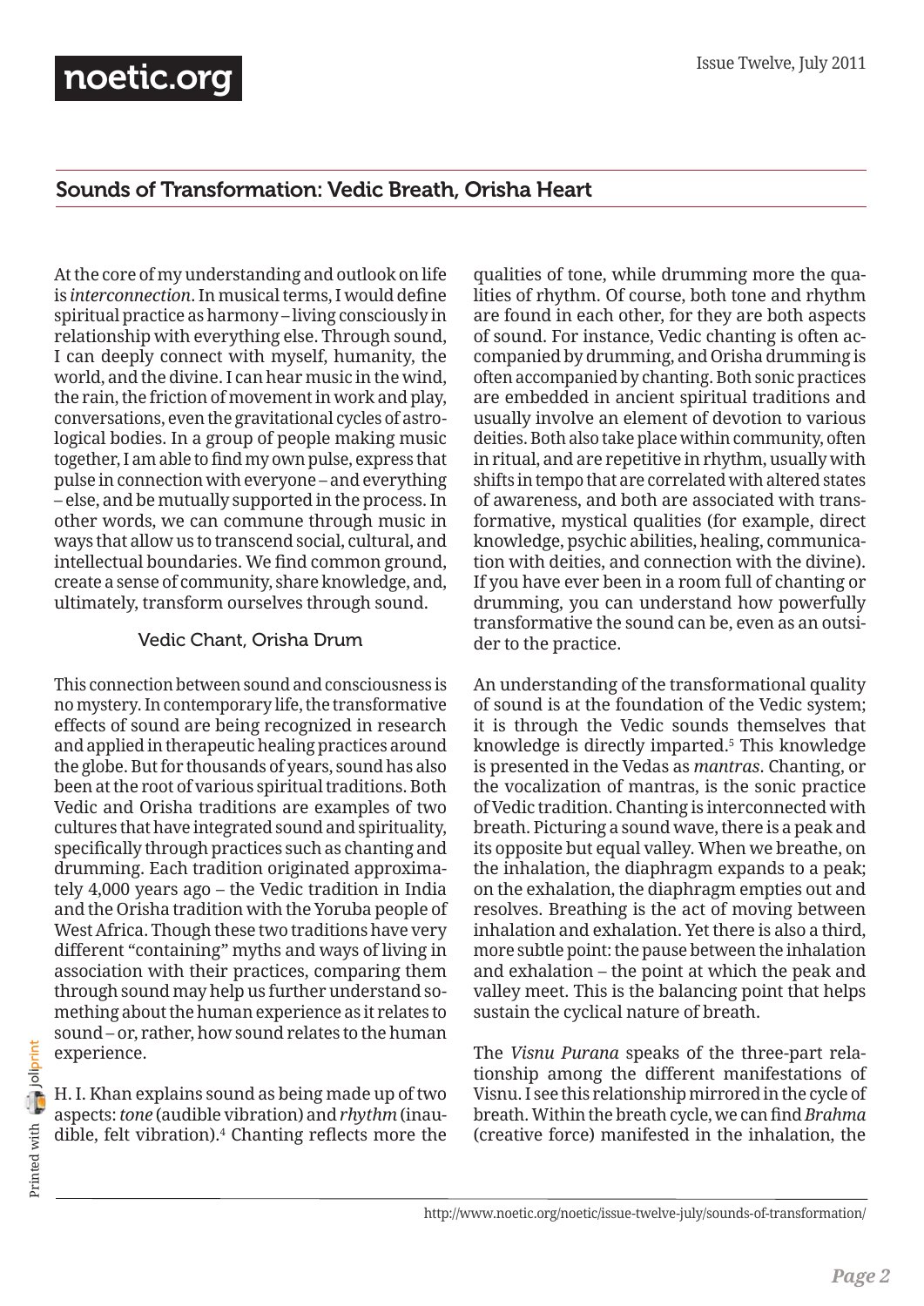## Sounds of Transformation: Vedic Breath, Orisha Heart

At the core of my understanding and outlook on life is *interconnection*. In musical terms, I would define spiritual practice as harmony – living consciously in relationship with everything else. Through sound, I can deeply connect with myself, humanity, the world, and the divine. I can hear music in the wind, the rain, the friction of movement in work and play, conversations, even the gravitational cycles of astrological bodies. In a group of people making music together, I am able to find my own pulse, express that pulse in connection with everyone – and everything – else, and be mutually supported in the process. In other words, we can commune through music in ways that allow us to transcend social, cultural, and intellectual boundaries. We find common ground, create a sense of community, share knowledge, and, ultimately, transform ourselves through sound.

### Vedic Chant, Orisha Drum

This connection between sound and consciousness is no mystery. In contemporary life, the transformative effects of sound are being recognized in research and applied in therapeutic healing practices around the globe. But for thousands of years, sound has also been at the root of various spiritual traditions. Both Vedic and Orisha traditions are examples of two cultures that have integrated sound and spirituality, specifically through practices such as chanting and drumming. Each tradition originated approximately 4,000 years ago – the Vedic tradition in India and the Orisha tradition with the Yoruba people of West Africa. Though these two traditions have very different "containing" myths and ways of living in association with their practices, comparing them through sound may help us further understand something about the human experience as it relates to sound – or, rather, how sound relates to the human experience.

H. I. Khan explains sound as being made up of two aspects: *tone* (audible vibration) and *rhythm* (inaudible, felt vibration).[4] Chanting reflects more the qualities of tone, while drumming more the qualities of rhythm. Of course, both tone and rhythm are found in each other, for they are both aspects of sound. For instance, Vedic chanting is often accompanied by drumming, and Orisha drumming is often accompanied by chanting. Both sonic practices are embedded in ancient spiritual traditions and usually involve an element of devotion to various deities. Both also take place within community, often in ritual, and are repetitive in rhythm, usually with shifts in tempo that are correlated with altered states of awareness, and both are associated with transformative, mystical qualities (for example, direct knowledge, psychic abilities, healing, communication with deities, and connection with the divine). If you have ever been in a room full of chanting or drumming, you can understand how powerfully transformative the sound can be, even as an outsider to the practice.

An understanding of the transformational quality of sound is at the foundation of the Vedic system; it is through the Vedic sounds themselves that knowledge is directly imparted.[5] This knowledge is presented in the Vedas as *mantras*. Chanting, or the vocalization of mantras, is the sonic practice of Vedic tradition. Chanting is interconnected with breath. Picturing a sound wave, there is a peak and its opposite but equal valley. When we breathe, on the inhalation, the diaphragm expands to a peak; on the exhalation, the diaphragm empties out and resolves. Breathing is the act of moving between inhalation and exhalation. Yet there is also a third, more subtle point: the pause between the inhalation and exhalation – the point at which the peak and valley meet. This is the balancing point that helps sustain the cyclical nature of breath.

The *Visnu Purana* speaks of the three-part relationship among the different manifestations of Visnu. I see this relationship mirrored in the cycle of breath. Within the breath cycle, we can find *Brahma* (creative force) manifested in the inhalation, the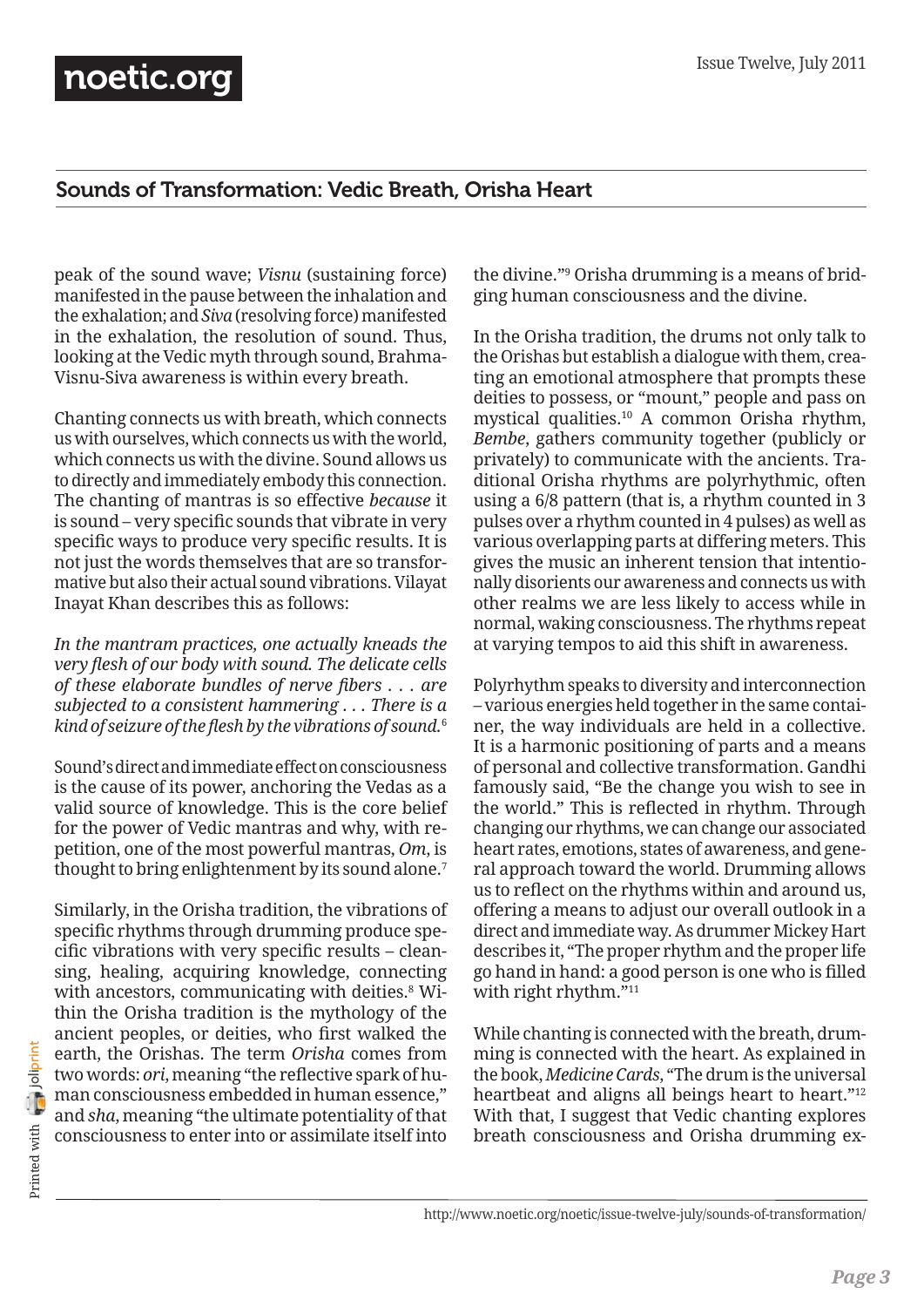peak of the sound wave; *Visnu* (sustaining force) manifested in the pause between the inhalation and the exhalation; and *Siva* (resolving force) manifested in the exhalation, the resolution of sound. Thus, looking at the Vedic myth through sound, Brahma-Visnu-Siva awareness is within every breath.

Chanting connects us with breath, which connects us with ourselves, which connects us with the world, which connects us with the divine. Sound allows us to directly and immediately embody this connection. The chanting of mantras is so effective *because* it is sound – very specific sounds that vibrate in very specific ways to produce very specific results. It is not just the words themselves that are so transformative but also their actual sound vibrations. Vilayat Inayat Khan describes this as follows:

*In the mantram practices, one actually kneads the very flesh of our body with sound. The delicate cells of these elaborate bundles of nerve fibers . . . are subjected to a consistent hammering . . . There is a kind of seizure of the flesh by the vibrations of sound.*[6]

Sound's direct and immediate effect on consciousness is the cause of its power, anchoring the Vedas as a valid source of knowledge. This is the core belief for the power of Vedic mantras and why, with repetition, one of the most powerful mantras, *Om*, is thought to bring enlightenment by its sound alone.[7]

Similarly, in the Orisha tradition, the vibrations of specific rhythms through drumming produce specific vibrations with very specific results – cleansing, healing, acquiring knowledge, connecting with ancestors, communicating with deities.[8] Within the Orisha tradition is the mythology of the ancient peoples, or deities, who first walked the earth, the Orishas. The term *Orisha* comes from two words: *ori*, meaning "the reflective spark of human consciousness embedded in human essence," and *sha*, meaning "the ultimate potentiality of that consciousness to enter into or assimilate itself into the divine."[9] Orisha drumming is a means of bridging human consciousness and the divine.

In the Orisha tradition, the drums not only talk to the Orishas but establish a dialogue with them, creating an emotional atmosphere that prompts these deities to possess, or "mount," people and pass on mystical qualities.[10] A common Orisha rhythm, *Bembe*, gathers community together (publicly or privately) to communicate with the ancients. Traditional Orisha rhythms are polyrhythmic, often using a 6/8 pattern (that is, a rhythm counted in 3 pulses over a rhythm counted in 4 pulses) as well as various overlapping parts at differing meters. This gives the music an inherent tension that intentionally disorients our awareness and connects us with other realms we are less likely to access while in normal, waking consciousness. The rhythms repeat at varying tempos to aid this shift in awareness.

Polyrhythm speaks to diversity and interconnection – various energies held together in the same container, the way individuals are held in a collective. It is a harmonic positioning of parts and a means of personal and collective transformation. Gandhi famously said, "Be the change you wish to see in the world." This is reflected in rhythm. Through changing our rhythms, we can change our associated heart rates, emotions, states of awareness, and general approach toward the world. Drumming allows us to reflect on the rhythms within and around us, offering a means to adjust our overall outlook in a direct and immediate way. As drummer Mickey Hart describes it, "The proper rhythm and the proper life go hand in hand: a good person is one who is filled with right rhythm."[11]

While chanting is connected with the breath, drumming is connected with the heart. As explained in the book, *Medicine Cards*, "The drum is the universal heartbeat and aligns all beings heart to heart."[12] With that, I suggest that Vedic chanting explores breath consciousness and Orisha drumming ex-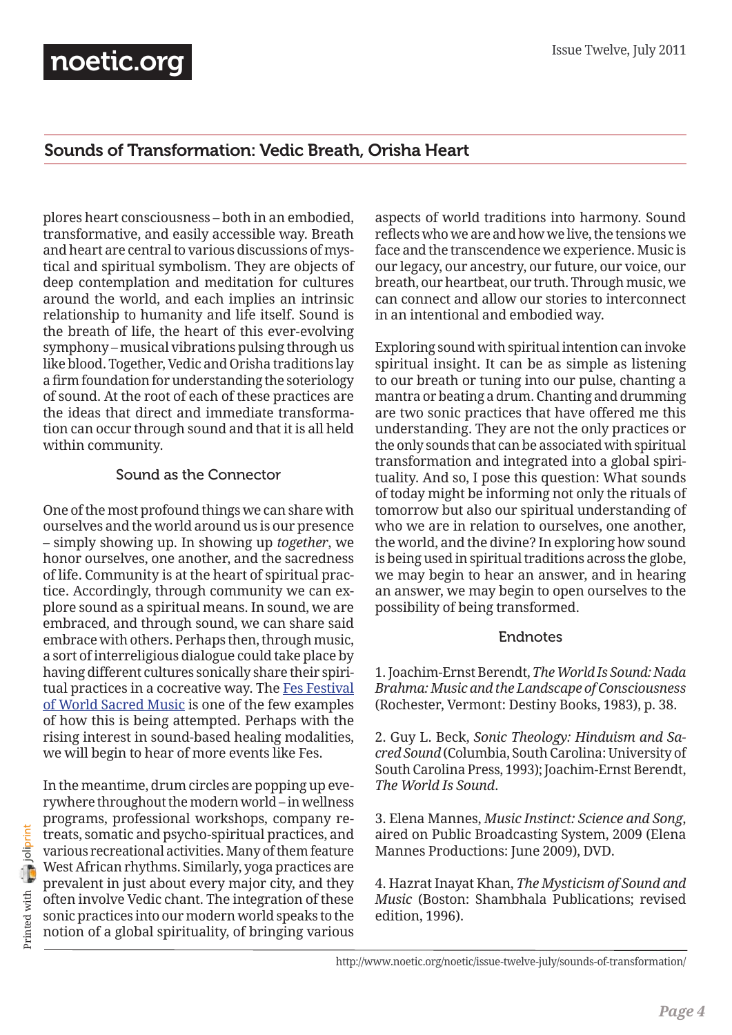plores heart consciousness – both in an embodied, transformative, and easily accessible way. Breath and heart are central to various discussions of mystical and spiritual symbolism. They are objects of deep contemplation and meditation for cultures around the world, and each implies an intrinsic relationship to humanity and life itself. Sound is the breath of life, the heart of this ever-evolving symphony – musical vibrations pulsing through us like blood. Together, Vedic and Orisha traditions lay a firm foundation for understanding the soteriology of sound. At the root of each of these practices are the ideas that direct and immediate transformation can occur through sound and that it is all held within community.

### Sound as the Connector

One of the most profound things we can share with ourselves and the world around us is our presence – simply showing up. In showing up *together*, we honor ourselves, one another, and the sacredness of life. Community is at the heart of spiritual practice. Accordingly, through community we can explore sound as a spiritual means. In sound, we are embraced, and through sound, we can share said embrace with others. Perhaps then, through music, a sort of interreligious dialogue could take place by having different cultures sonically share their spiritual practices in a cocreative way. The Fes Festival of World Sacred Music is one of the few examples of how this is being attempted. Perhaps with the rising interest in sound-based healing modalities, we will begin to hear of more events like Fes.

In the meantime, drum circles are popping up everywhere throughout the modern world – in wellness programs, professional workshops, company retreats, somatic and psycho-spiritual practices, and various recreational activities. Many of them feature West African rhythms. Similarly, yoga practices are prevalent in just about every major city, and they often involve Vedic chant. The integration of these sonic practices into our modern world speaks to the notion of a global spirituality, of bringing various aspects of world traditions into harmony. Sound reflects who we are and how we live, the tensions we face and the transcendence we experience. Music is our legacy, our ancestry, our future, our voice, our breath, our heartbeat, our truth. Through music, we can connect and allow our stories to interconnect in an intentional and embodied way.

Exploring sound with spiritual intention can invoke spiritual insight. It can be as simple as listening to our breath or tuning into our pulse, chanting a mantra or beating a drum. Chanting and drumming are two sonic practices that have offered me this understanding. They are not the only practices or the only sounds that can be associated with spiritual transformation and integrated into a global spirituality. And so, I pose this question: What sounds of today might be informing not only the rituals of tomorrow but also our spiritual understanding of who we are in relation to ourselves, one another, the world, and the divine? In exploring how sound is being used in spiritual traditions across the globe, we may begin to hear an answer, and in hearing an answer, we may begin to open ourselves to the possibility of being transformed.

### Endnotes

1. Joachim-Ernst Berendt, *The World Is Sound: Nada Brahma: Music and the Landscape of Consciousness* (Rochester, Vermont: Destiny Books, 1983), p. 38.

2. Guy L. Beck, *Sonic Theology: Hinduism and Sacred Sound* (Columbia, South Carolina: University of South Carolina Press, 1993); Joachim-Ernst Berendt, *The World Is Sound*.

3. Elena Mannes, *Music Instinct: Science and Song*, aired on Public Broadcasting System, 2009 (Elena Mannes Productions: June 2009), DVD.

4. Hazrat Inayat Khan, *The Mysticism of Sound and Music* (Boston: Shambhala Publications; revised edition, 1996).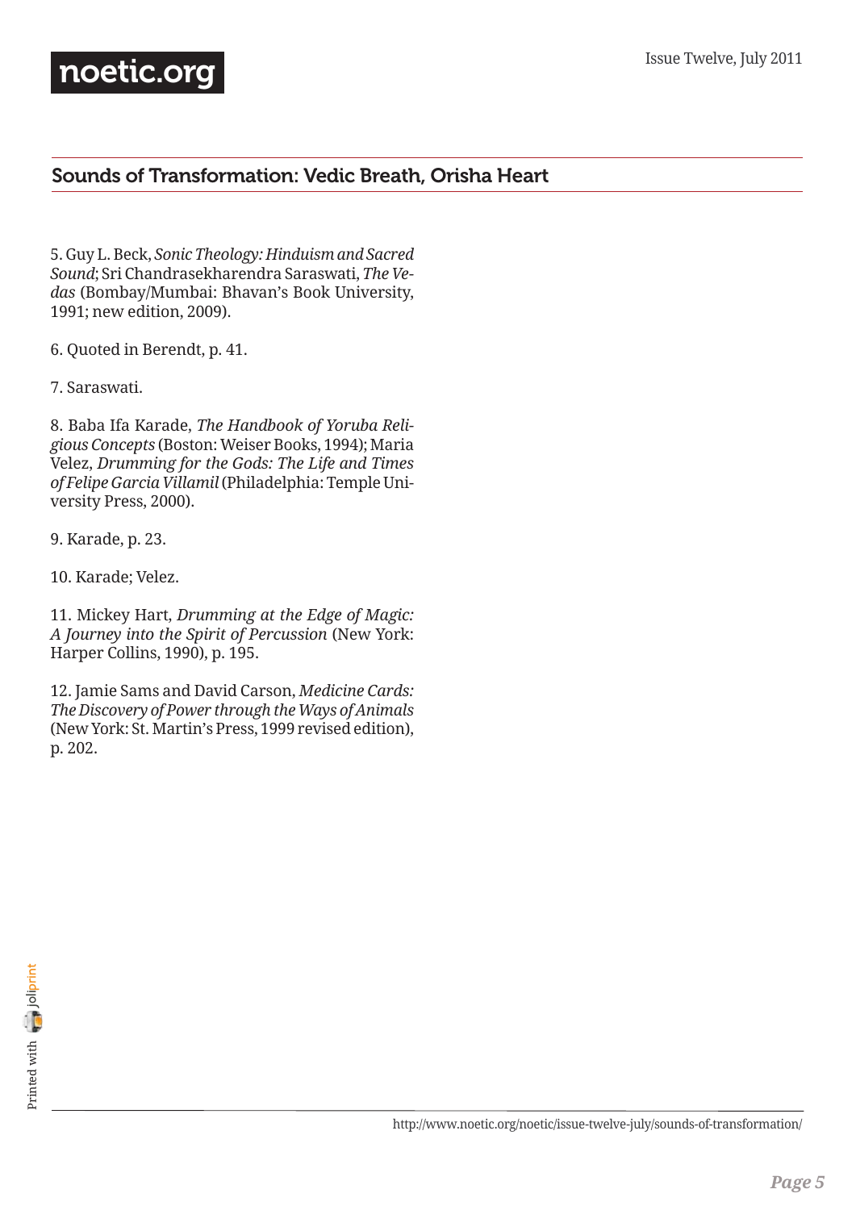5. Guy L. Beck, *Sonic Theology: Hinduism and Sacred Sound*; Sri Chandrasekharendra Saraswati, *The Vedas* (Bombay/Mumbai: Bhavan's Book University, 1991; new edition, 2009).

6. Quoted in Berendt, p. 41.

7. Saraswati.

8. Baba Ifa Karade, *The Handbook of Yoruba Religious Concepts* (Boston: Weiser Books, 1994); Maria Velez, *Drumming for the Gods: The Life and Times of Felipe Garcia Villamil* (Philadelphia: Temple University Press, 2000).

9. Karade, p. 23.

10. Karade; Velez.

11. Mickey Hart, *Drumming at the Edge of Magic: A Journey into the Spirit of Percussion* (New York: Harper Collins, 1990), p. 195.

12. Jamie Sams and David Carson, *Medicine Cards: The Discovery of Power through the Ways of Animals* (New York: St. Martin's Press, 1999 revised edition), p. 202.